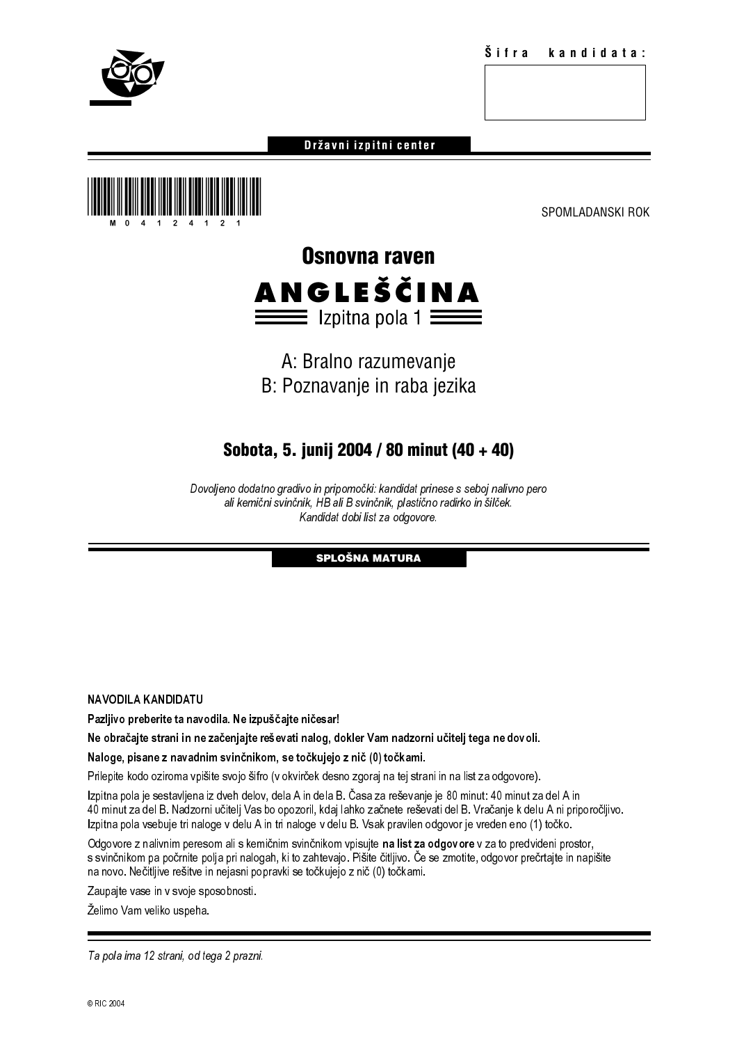Šifra kandidata:

Državni izpitni center

M 0 4 1 2 4 1 2 1

SPOMLADANSKI ROK

# Osnovna raven

# ANGLEŠČINA

## Izpitna pola 1

A: Bralno razumevanje

B: Poznavanje in raba jezika

## Sobota, 5. junij 2004 / 80 minut (40 + 40)

*Dovoljeno dodatno gradivo in pripomočki: kandidat prinese s seboj nalivno pero ali kemični svinčnik, HB ali B svinčnik, plastično radirko in šilček. Kandidat dobi list za odgovore.*

**SPLOŠNA MATURA**

NAVODILA KANDIDATU

**Pazljivo preberite ta navodila. Ne izpuščajte ničesar!**

**Ne obračajte strani in ne začenjajte reševati nalog, dokler Vam nadzorni učitelj tega ne dovoli.**

**Naloge, pisane z navadnim svinčnikom, se točkujejo z nič (0) točkami.**

Prilepite kodo oziroma vpišite svojo šifro (v okvirček desno zgoraj na tej strani in na list za odgovore).

Izpitna pola je sestavljena iz dveh delov, dela A in dela B. Časa za reševanje je 80 minut: 40 minut za del A in 40 minut za del B. Nadzorni učitelj Vas bo opozoril, kdaj lahko začnete reševati del B. Vračanje k delu A ni priporočljivo. Izpitna pola vsebuje tri naloge v delu A in tri naloge v delu B. Vsak pravilen odgovor je vreden eno (1) točko.

Odgovore z nalivnim peresom ali s kemičnim svinčnikom vpisujte **na list za odgovore** v za to predvideni prostor, s svinčnikom pa počrnite polja pri nalogah, ki to zahtevajo. Pišite čitljivo. Če se zmotite, odgovor prečrtajte in napišite na novo. Nečitljive rešitve in nejasni popravki se točkujejo z nič (0) točkami.

Zaupajte vase in v svoje sposobnosti.

Želimo Vam veliko uspeha.

*Ta pola ima 12 strani, od tega 2 prazni.*

© RIC 2004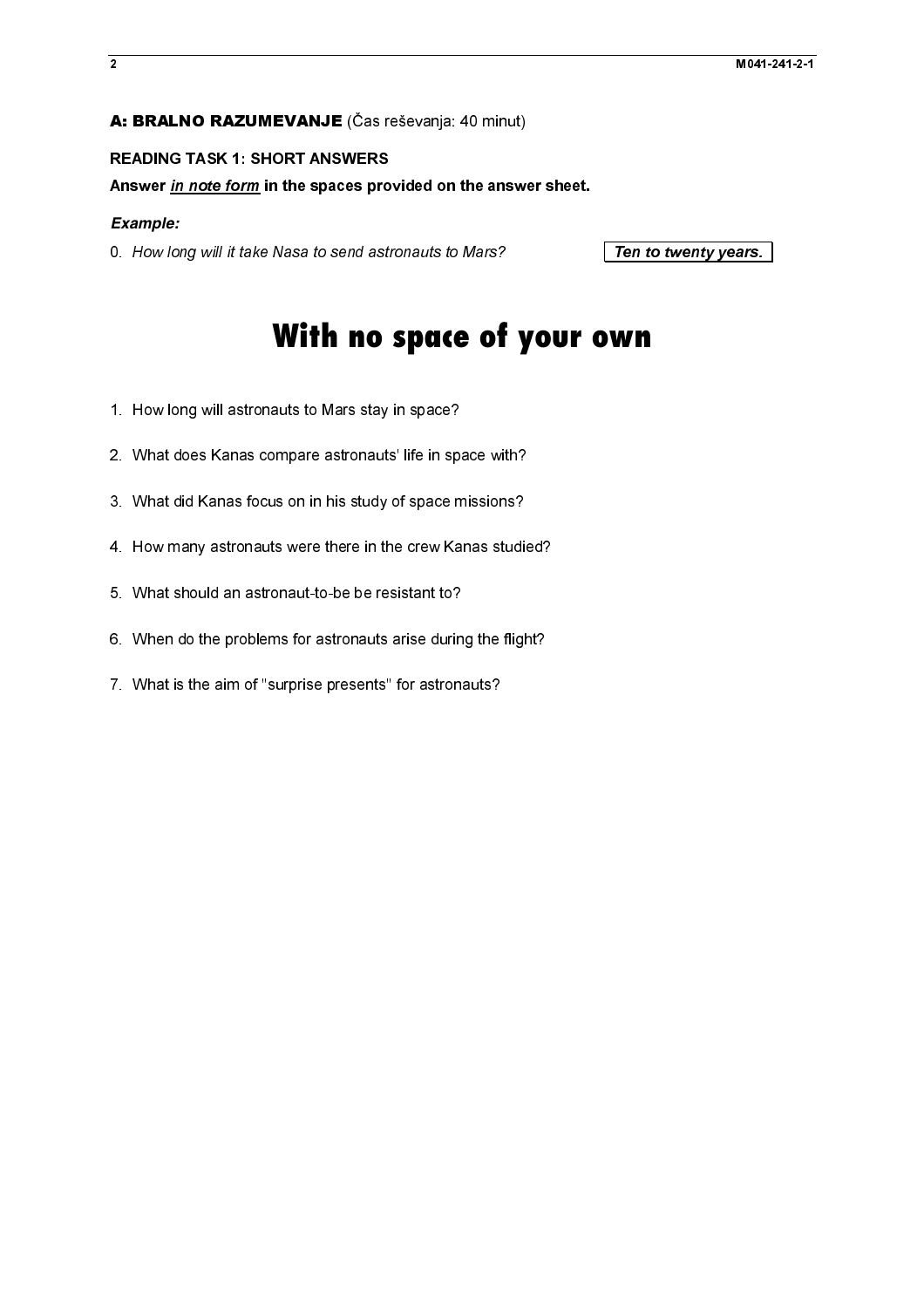**A: BRALNO RAZUMEVANJE** (Čas reševanja: 40 minut)

**READING TASK 1: SHORT ANSWERS**

**Answer _in note form_ in the spaces provided on the answer sheet.**

***Example:***

0. *How long will it take Nasa to send astronauts to Mars?* **_Ten to twenty years._**

# With no space of your own

1. How long will astronauts to Mars stay in space?

2. What does Kanas compare astronauts' life in space with?

3. What did Kanas focus on in his study of space missions?

4. How many astronauts were there in the crew Kanas studied?

5. What should an astronaut-to-be be resistant to?

6. When do the problems for astronauts arise during the flight?

7. What is the aim of "surprise presents" for astronauts?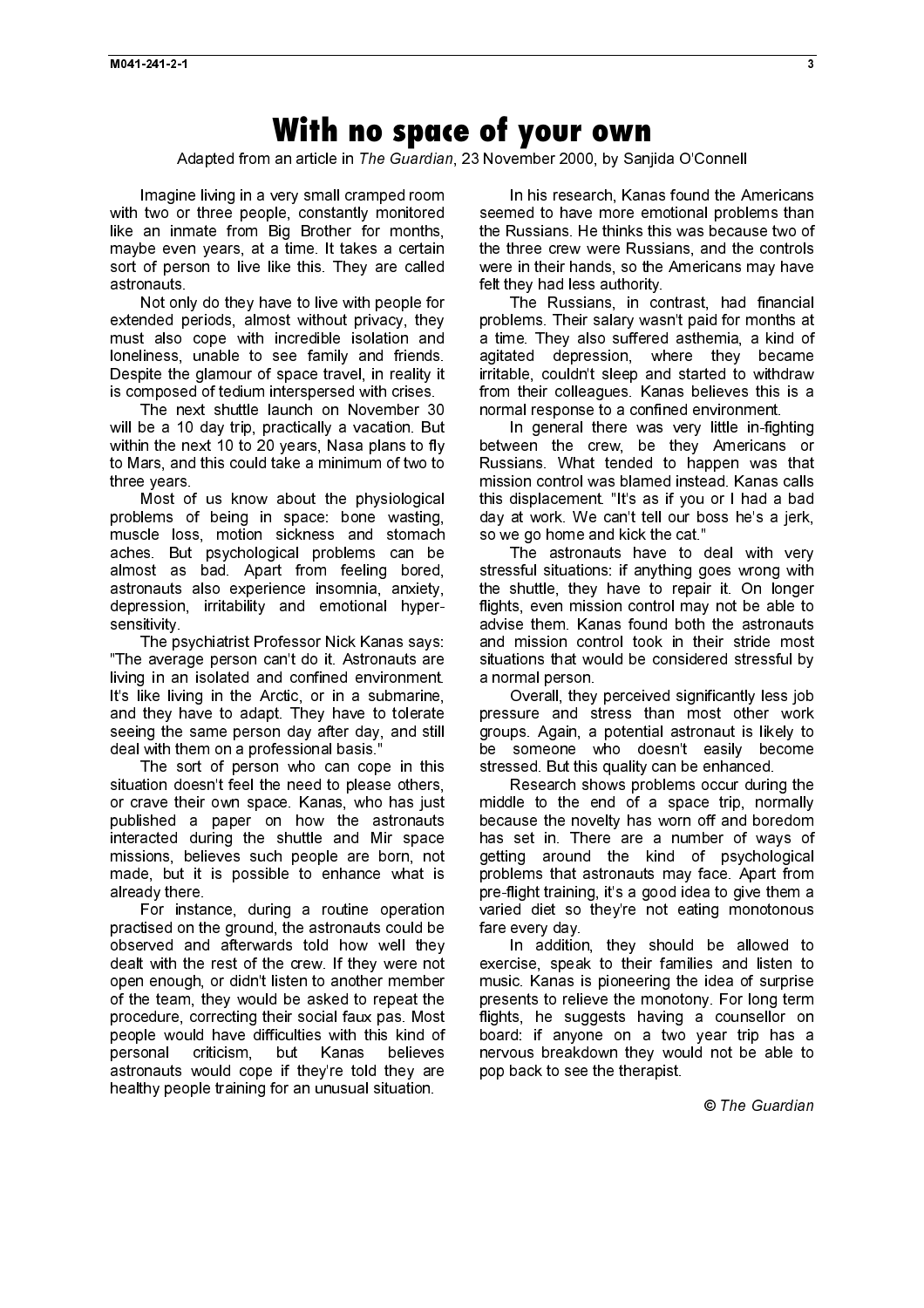# With no space of your own

Adapted from an article in *The Guardian*, 23 November 2000, by Sanjida O'Connell

Imagine living in a very small cramped room with two or three people, constantly monitored like an inmate from Big Brother for months, maybe even years, at a time. It takes a certain sort of person to live like this. They are called astronauts.

Not only do they have to live with people for extended periods, almost without privacy, they must also cope with incredible isolation and loneliness, unable to see family and friends. Despite the glamour of space travel, in reality it is composed of tedium interspersed with crises.

The next shuttle launch on November 30 will be a 10 day trip, practically a vacation. But within the next 10 to 20 years, Nasa plans to fly to Mars, and this could take a minimum of two to three years.

Most of us know about the physiological problems of being in space: bone wasting, muscle loss, motion sickness and stomach aches. But psychological problems can be almost as bad. Apart from feeling bored, astronauts also experience insomnia, anxiety, depression, irritability and emotional hyper-sensitivity.

The psychiatrist Professor Nick Kanas says: "The average person can't do it. Astronauts are living in an isolated and confined environment. It's like living in the Arctic, or in a submarine, and they have to adapt. They have to tolerate seeing the same person day after day, and still deal with them on a professional basis."

The sort of person who can cope in this situation doesn't feel the need to please others, or crave their own space. Kanas, who has just published a paper on how the astronauts interacted during the shuttle and Mir space missions, believes such people are born, not made, but it is possible to enhance what is already there.

For instance, during a routine operation practised on the ground, the astronauts could be observed and afterwards told how well they dealt with the rest of the crew. If they were not open enough, or didn't listen to another member of the team, they would be asked to repeat the procedure, correcting their social faux pas. Most people would have difficulties with this kind of personal criticism, but Kanas believes astronauts would cope if they're told they are healthy people training for an unusual situation.

In his research, Kanas found the Americans seemed to have more emotional problems than the Russians. He thinks this was because two of the three crew were Russians, and the controls were in their hands, so the Americans may have felt they had less authority.

The Russians, in contrast, had financial problems. Their salary wasn't paid for months at a time. They also suffered asthemia, a kind of agitated depression, where they became irritable, couldn't sleep and started to withdraw from their colleagues. Kanas believes this is a normal response to a confined environment.

In general there was very little in-fighting between the crew, be they Americans or Russians. What tended to happen was that mission control was blamed instead. Kanas calls this displacement. "It's as if you or I had a bad day at work. We can't tell our boss he's a jerk, so we go home and kick the cat."

The astronauts have to deal with very stressful situations: if anything goes wrong with the shuttle, they have to repair it. On longer flights, even mission control may not be able to advise them. Kanas found both the astronauts and mission control took in their stride most situations that would be considered stressful by a normal person.

Overall, they perceived significantly less job pressure and stress than most other work groups. Again, a potential astronaut is likely to be someone who doesn't easily become stressed. But this quality can be enhanced.

Research shows problems occur during the middle to the end of a space trip, normally because the novelty has worn off and boredom has set in. There are a number of ways of getting around the kind of psychological problems that astronauts may face. Apart from pre-flight training, it's a good idea to give them a varied diet so they're not eating monotonous fare every day.

In addition, they should be allowed to exercise, speak to their families and listen to music. Kanas is pioneering the idea of surprise presents to relieve the monotony. For long term flights, he suggests having a counsellor on board: if anyone on a two year trip has a nervous breakdown they would not be able to pop back to see the therapist.

*© The Guardian*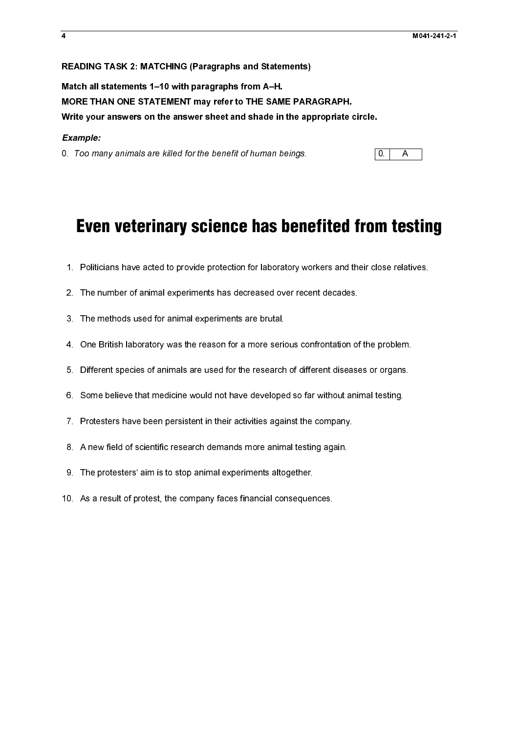**READING TASK 2: MATCHING (Paragraphs and Statements)**

**Match all statements 1–10 with paragraphs from A–H.**
**MORE THAN ONE STATEMENT may refer to THE SAME PARAGRAPH.**
**Write your answers on the answer sheet and shade in the appropriate circle.**

***Example:***

0. *Too many animals are killed for the benefit of human beings.*

| 0. | A |
|---|---|

# Even veterinary science has benefited from testing

1. Politicians have acted to provide protection for laboratory workers and their close relatives.
2. The number of animal experiments has decreased over recent decades.
3. The methods used for animal experiments are brutal.
4. One British laboratory was the reason for a more serious confrontation of the problem.
5. Different species of animals are used for the research of different diseases or organs.
6. Some believe that medicine would not have developed so far without animal testing.
7. Protesters have been persistent in their activities against the company.
8. A new field of scientific research demands more animal testing again.
9. The protesters' aim is to stop animal experiments altogether.
10. As a result of protest, the company faces financial consequences.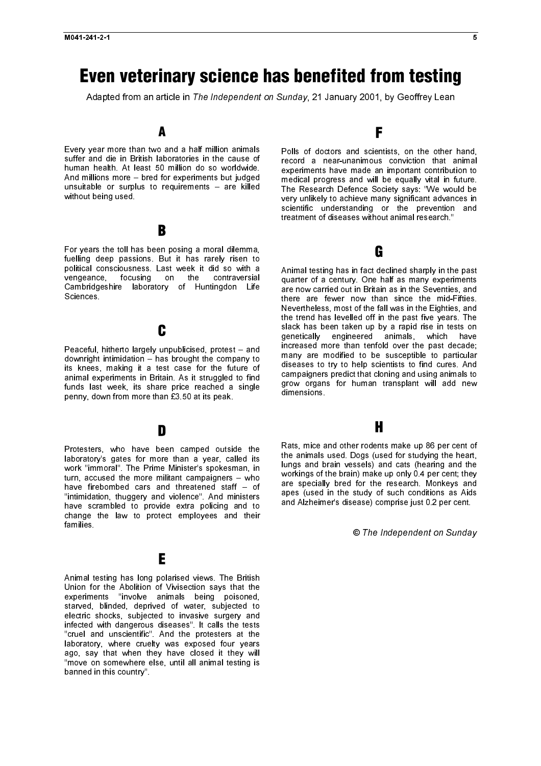# Even veterinary science has benefited from testing

Adapted from an article in *The Independent on Sunday*, 21 January 2001, by Geoffrey Lean

## A

Every year more than two and a half million animals suffer and die in British laboratories in the cause of human health. At least 50 million do so worldwide. And millions more – bred for experiments but judged unsuitable or surplus to requirements – are killed without being used.

## B

For years the toll has been posing a moral dilemma, fuelling deep passions. But it has rarely risen to political consciousness. Last week it did so with a vengeance, focusing on the contraversial Cambridgeshire laboratory of Huntingdon Life Sciences.

## C

Peaceful, hitherto largely unpublicised, protest – and downright intimidation – has brought the company to its knees, making it a test case for the future of animal experiments in Britain. As it struggled to find funds last week, its share price reached a single penny, down from more than £3.50 at its peak.

## D

Protesters, who have been camped outside the laboratory's gates for more than a year, called its work "immoral". The Prime Minister's spokesman, in turn, accused the more militant campaigners – who have firebombed cars and threatened staff – of "intimidation, thuggery and violence". And ministers have scrambled to provide extra policing and to change the law to protect employees and their families.

## E

Animal testing has long polarised views. The British Union for the Abolition of Vivisection says that the experiments "involve animals being poisoned, starved, blinded, deprived of water, subjected to electric shocks, subjected to invasive surgery and infected with dangerous diseases". It calls the tests "cruel and unscientific". And the protesters at the laboratory, where cruelty was exposed four years ago, say that when they have closed it they will "move on somewhere else, until all animal testing is banned in this country".

## F

Polls of doctors and scientists, on the other hand, record a near-unanimous conviction that animal experiments have made an important contribution to medical progress and will be equally vital in future. The Research Defence Society says: "We would be very unlikely to achieve many significant advances in scientific understanding or the prevention and treatment of diseases without animal research."

## G

Animal testing has in fact declined sharply in the past quarter of a century. One half as many experiments are now carried out in Britain as in the Seventies, and there are fewer now than since the mid-Fifties. Nevertheless, most of the fall was in the Eighties, and the trend has levelled off in the past five years. The slack has been taken up by a rapid rise in tests on genetically engineered animals, which have increased more than tenfold over the past decade; many are modified to be susceptible to particular diseases to try to help scientists to find cures. And campaigners predict that cloning and using animals to grow organs for human transplant will add new dimensions.

## H

Rats, mice and other rodents make up 86 per cent of the animals used. Dogs (used for studying the heart, lungs and brain vessels) and cats (hearing and the workings of the brain) make up only 0.4 per cent; they are specially bred for the research. Monkeys and apes (used in the study of such conditions as Aids and Alzheimer's disease) comprise just 0.2 per cent.

*© The Independent on Sunday*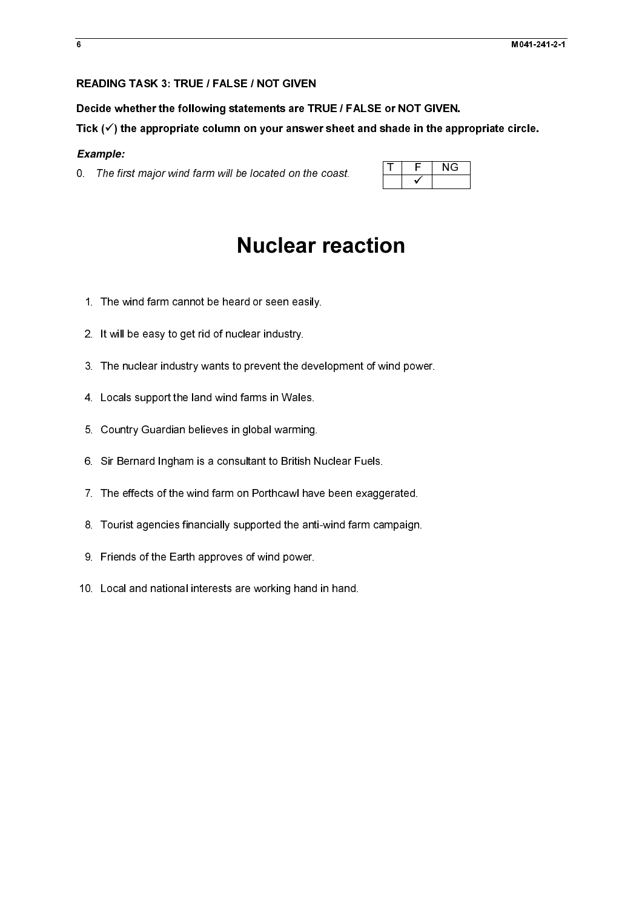**READING TASK 3: TRUE / FALSE / NOT GIVEN**

**Decide whether the following statements are TRUE / FALSE or NOT GIVEN.**

**Tick (✓) the appropriate column on your answer sheet and shade in the appropriate circle.**

***Example:***

0. *The first major wind farm will be located on the coast.*

| T | F | NG |
|---|---|---|
| | ✓ | |

# Nuclear reaction

1. The wind farm cannot be heard or seen easily.
2. It will be easy to get rid of nuclear industry.
3. The nuclear industry wants to prevent the development of wind power.
4. Locals support the land wind farms in Wales.
5. Country Guardian believes in global warming.
6. Sir Bernard Ingham is a consultant to British Nuclear Fuels.
7. The effects of the wind farm on Porthcawl have been exaggerated.
8. Tourist agencies financially supported the anti-wind farm campaign.
9. Friends of the Earth approves of wind power.
10. Local and national interests are working hand in hand.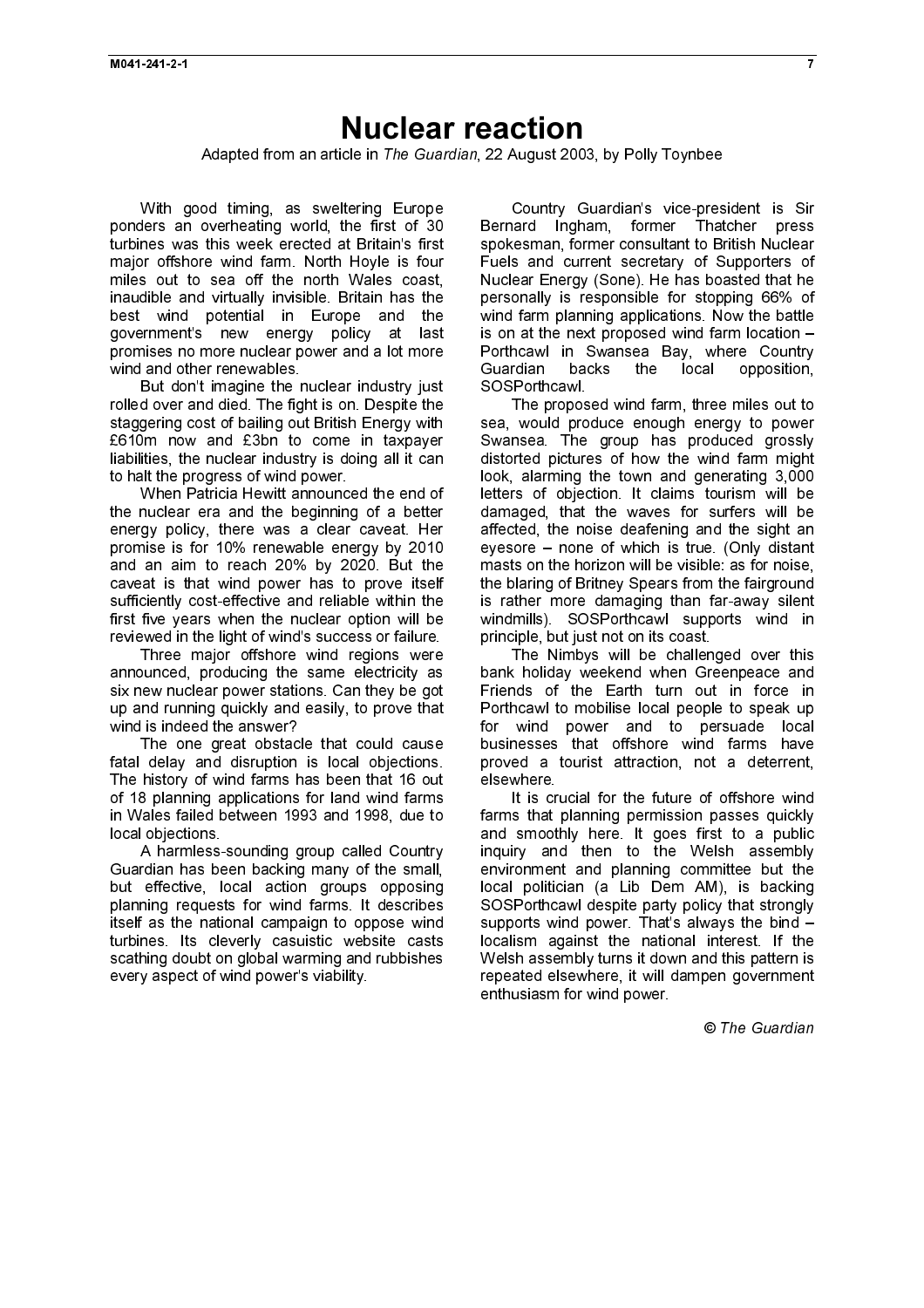# Nuclear reaction

Adapted from an article in *The Guardian*, 22 August 2003, by Polly Toynbee

With good timing, as sweltering Europe ponders an overheating world, the first of 30 turbines was this week erected at Britain's first major offshore wind farm. North Hoyle is four miles out to sea off the north Wales coast, inaudible and virtually invisible. Britain has the best wind potential in Europe and the government's new energy policy at last promises no more nuclear power and a lot more wind and other renewables.

But don't imagine the nuclear industry just rolled over and died. The fight is on. Despite the staggering cost of bailing out British Energy with £610m now and £3bn to come in taxpayer liabilities, the nuclear industry is doing all it can to halt the progress of wind power.

When Patricia Hewitt announced the end of the nuclear era and the beginning of a better energy policy, there was a clear caveat. Her promise is for 10% renewable energy by 2010 and an aim to reach 20% by 2020. But the caveat is that wind power has to prove itself sufficiently cost-effective and reliable within the first five years when the nuclear option will be reviewed in the light of wind's success or failure.

Three major offshore wind regions were announced, producing the same electricity as six new nuclear power stations. Can they be got up and running quickly and easily, to prove that wind is indeed the answer?

The one great obstacle that could cause fatal delay and disruption is local objections. The history of wind farms has been that 16 out of 18 planning applications for land wind farms in Wales failed between 1993 and 1998, due to local objections.

A harmless-sounding group called Country Guardian has been backing many of the small, but effective, local action groups opposing planning requests for wind farms. It describes itself as the national campaign to oppose wind turbines. Its cleverly casuistic website casts scathing doubt on global warming and rubbishes every aspect of wind power's viability.

Country Guardian's vice-president is Sir Bernard Ingham, former Thatcher press spokesman, former consultant to British Nuclear Fuels and current secretary of Supporters of Nuclear Energy (Sone). He has boasted that he personally is responsible for stopping 66% of wind farm planning applications. Now the battle is on at the next proposed wind farm location – Porthcawl in Swansea Bay, where Country Guardian backs the local opposition, SOSPorthcawl.

The proposed wind farm, three miles out to sea, would produce enough energy to power Swansea. The group has produced grossly distorted pictures of how the wind farm might look, alarming the town and generating 3,000 letters of objection. It claims tourism will be damaged, that the waves for surfers will be affected, the noise deafening and the sight an eyesore – none of which is true. (Only distant masts on the horizon will be visible: as for noise, the blaring of Britney Spears from the fairground is rather more damaging than far-away silent windmills). SOSPorthcawl supports wind in principle, but just not on its coast.

The Nimbys will be challenged over this bank holiday weekend when Greenpeace and Friends of the Earth turn out in force in Porthcawl to mobilise local people to speak up for wind power and to persuade local businesses that offshore wind farms have proved a tourist attraction, not a deterrent, elsewhere.

It is crucial for the future of offshore wind farms that planning permission passes quickly and smoothly here. It goes first to a public inquiry and then to the Welsh assembly environment and planning committee but the local politician (a Lib Dem AM), is backing SOSPorthcawl despite party policy that strongly supports wind power. That's always the bind – localism against the national interest. If the Welsh assembly turns it down and this pattern is repeated elsewhere, it will dampen government enthusiasm for wind power.

© *The Guardian*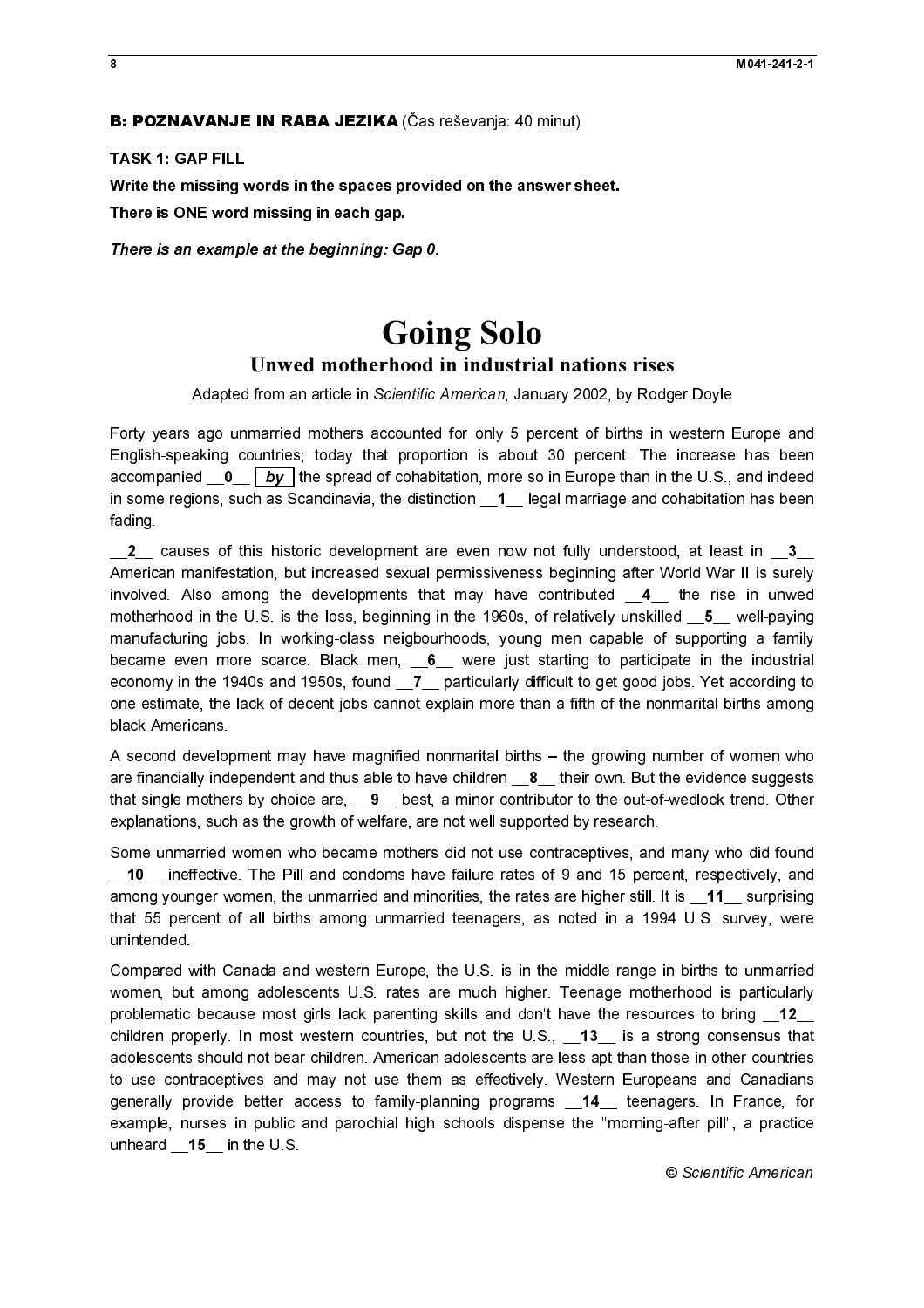**B: POZNAVANJE IN RABA JEZIKA** (Čas reševanja: 40 minut)

**TASK 1: GAP FILL**

**Write the missing words in the spaces provided on the answer sheet.**

**There is ONE word missing in each gap.**

***There is an example at the beginning: Gap 0.***

# Going Solo

## Unwed motherhood in industrial nations rises

Adapted from an article in *Scientific American*, January 2002, by Rodger Doyle

Forty years ago unmarried mothers accounted for only 5 percent of births in western Europe and English-speaking countries; today that proportion is about 30 percent. The increase has been accompanied __**0**__ ***by*** the spread of cohabitation, more so in Europe than in the U.S., and indeed in some regions, such as Scandinavia, the distinction __**1**__ legal marriage and cohabitation has been fading.

__**2**__ causes of this historic development are even now not fully understood, at least in __**3**__ American manifestation, but increased sexual permissiveness beginning after World War II is surely involved. Also among the developments that may have contributed __**4**__ the rise in unwed motherhood in the U.S. is the loss, beginning in the 1960s, of relatively unskilled __**5**__ well-paying manufacturing jobs. In working-class neigbourhoods, young men capable of supporting a family became even more scarce. Black men, __**6**__ were just starting to participate in the industrial economy in the 1940s and 1950s, found __**7**__ particularly difficult to get good jobs. Yet according to one estimate, the lack of decent jobs cannot explain more than a fifth of the nonmarital births among black Americans.

A second development may have magnified nonmarital births – the growing number of women who are financially independent and thus able to have children __**8**__ their own. But the evidence suggests that single mothers by choice are, __**9**__ best, a minor contributor to the out-of-wedlock trend. Other explanations, such as the growth of welfare, are not well supported by research.

Some unmarried women who became mothers did not use contraceptives, and many who did found __**10**__ ineffective. The Pill and condoms have failure rates of 9 and 15 percent, respectively, and among younger women, the unmarried and minorities, the rates are higher still. It is __**11**__ surprising that 55 percent of all births among unmarried teenagers, as noted in a 1994 U.S. survey, were unintended.

Compared with Canada and western Europe, the U.S. is in the middle range in births to unmarried women, but among adolescents U.S. rates are much higher. Teenage motherhood is particularly problematic because most girls lack parenting skills and don't have the resources to bring __**12**__ children properly. In most western countries, but not the U.S., __**13**__ is a strong consensus that adolescents should not bear children. American adolescents are less apt than those in other countries to use contraceptives and may not use them as effectively. Western Europeans and Canadians generally provide better access to family-planning programs __**14**__ teenagers. In France, for example, nurses in public and parochial high schools dispense the "morning-after pill", a practice unheard __**15**__ in the U.S.

© *Scientific American*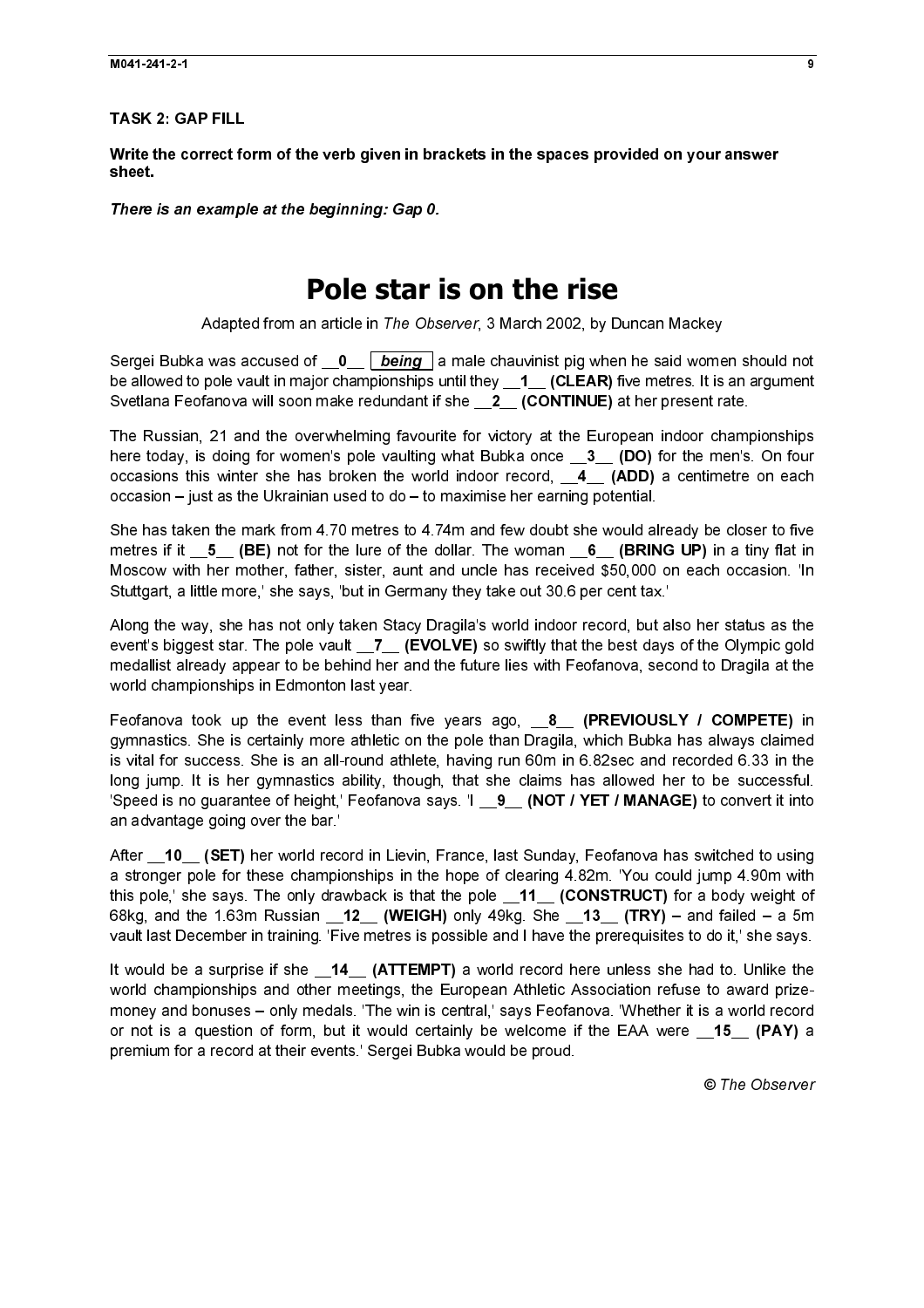**TASK 2: GAP FILL**

**Write the correct form of the verb given in brackets in the spaces provided on your answer sheet.**

***There is an example at the beginning: Gap 0.***

# Pole star is on the rise

Adapted from an article in *The Observer*, 3 March 2002, by Duncan Mackey

Sergei Bubka was accused of __**0**__ ***being*** a male chauvinist pig when he said women should not be allowed to pole vault in major championships until they __**1**__ **(CLEAR)** five metres. It is an argument Svetlana Feofanova will soon make redundant if she __**2**__ **(CONTINUE)** at her present rate.

The Russian, 21 and the overwhelming favourite for victory at the European indoor championships here today, is doing for women's pole vaulting what Bubka once __**3**__ **(DO)** for the men's. On four occasions this winter she has broken the world indoor record, __**4**__ **(ADD)** a centimetre on each occasion – just as the Ukrainian used to do – to maximise her earning potential.

She has taken the mark from 4.70 metres to 4.74m and few doubt she would already be closer to five metres if it __**5**__ **(BE)** not for the lure of the dollar. The woman __**6**__ **(BRING UP)** in a tiny flat in Moscow with her mother, father, sister, aunt and uncle has received $50,000 on each occasion. 'In Stuttgart, a little more,' she says, 'but in Germany they take out 30.6 per cent tax.'

Along the way, she has not only taken Stacy Dragila's world indoor record, but also her status as the event's biggest star. The pole vault __**7**__ **(EVOLVE)** so swiftly that the best days of the Olympic gold medallist already appear to be behind her and the future lies with Feofanova, second to Dragila at the world championships in Edmonton last year.

Feofanova took up the event less than five years ago, __**8**__ **(PREVIOUSLY / COMPETE)** in gymnastics. She is certainly more athletic on the pole than Dragila, which Bubka has always claimed is vital for success. She is an all-round athlete, having run 60m in 6.82sec and recorded 6.33 in the long jump. It is her gymnastics ability, though, that she claims has allowed her to be successful. 'Speed is no guarantee of height,' Feofanova says. 'I __**9**__ **(NOT / YET / MANAGE)** to convert it into an advantage going over the bar.'

After __**10**__ **(SET)** her world record in Lievin, France, last Sunday, Feofanova has switched to using a stronger pole for these championships in the hope of clearing 4.82m. 'You could jump 4.90m with this pole,' she says. The only drawback is that the pole __**11**__ **(CONSTRUCT)** for a body weight of 68kg, and the 1.63m Russian __**12**__ **(WEIGH)** only 49kg. She __**13**__ **(TRY)** – and failed – a 5m vault last December in training. 'Five metres is possible and I have the prerequisites to do it,' she says.

It would be a surprise if she __**14**__ **(ATTEMPT)** a world record here unless she had to. Unlike the world championships and other meetings, the European Athletic Association refuse to award prize-money and bonuses – only medals. 'The win is central,' says Feofanova. 'Whether it is a world record or not is a question of form, but it would certainly be welcome if the EAA were __**15**__ **(PAY)** a premium for a record at their events.' Sergei Bubka would be proud.

*© The Observer*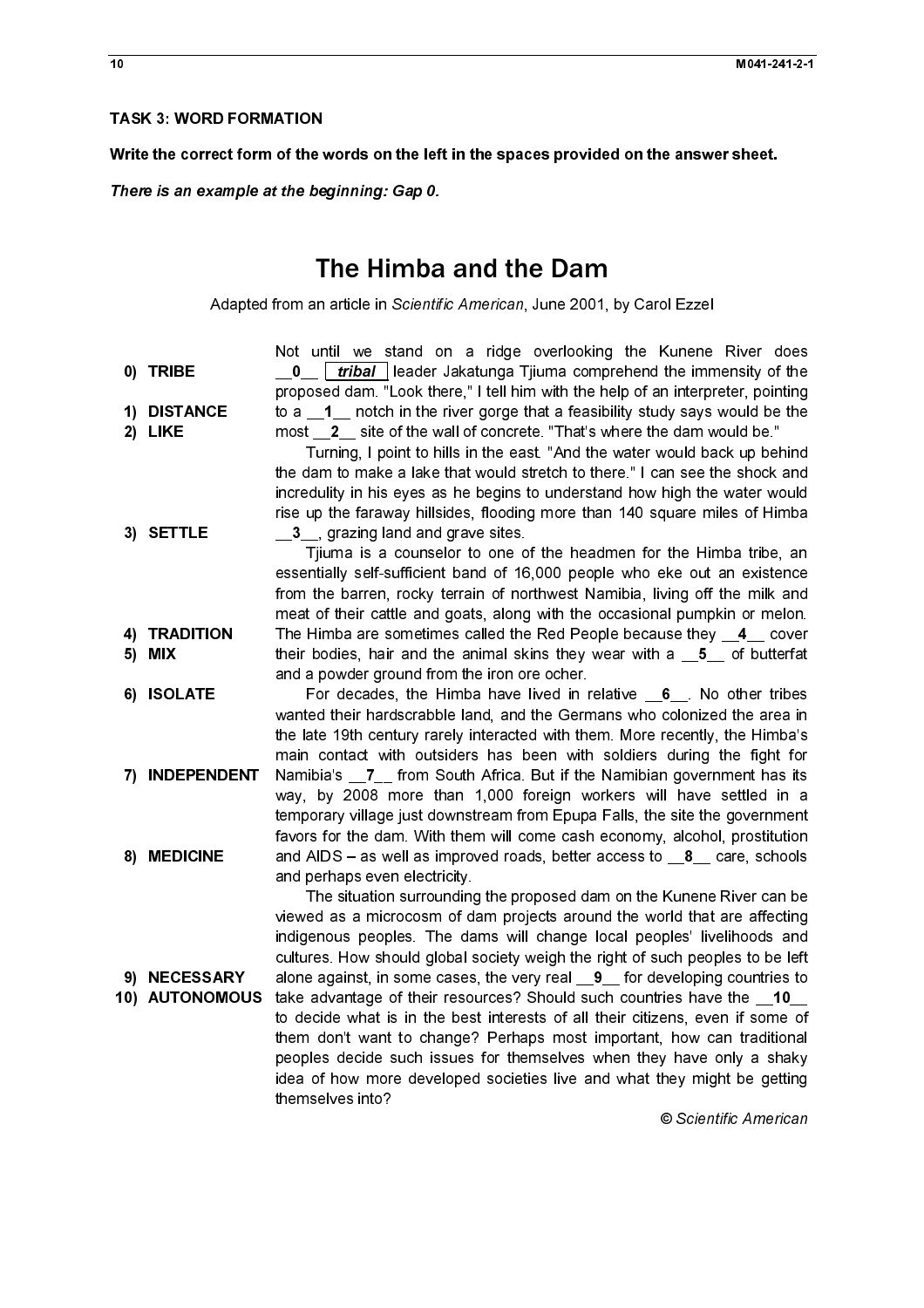**TASK 3: WORD FORMATION**

**Write the correct form of the words on the left in the spaces provided on the answer sheet.**

***There is an example at the beginning: Gap 0.***

# The Himba and the Dam

Adapted from an article in *Scientific American*, June 2001, by Carol Ezzel

| | |
|---|---|
| 0) TRIBE | Not until we stand on a ridge overlooking the Kunene River does __**0**__ ***tribal*** leader Jakatunga Tjiuma comprehend the immensity of the proposed dam. "Look there," I tell him with the help of an interpreter, pointing |
| 1) DISTANCE | to a __**1**__ notch in the river gorge that a feasibility study says would be the |
| 2) LIKE | most __**2**__ site of the wall of concrete. "That's where the dam would be." |
| | Turning, I point to hills in the east. "And the water would back up behind the dam to make a lake that would stretch to there." I can see the shock and incredulity in his eyes as he begins to understand how high the water would rise up the faraway hillsides, flooding more than 140 square miles of Himba |
| 3) SETTLE | __**3**__, grazing land and grave sites. |
| | Tjiuma is a counselor to one of the headmen for the Himba tribe, an essentially self-sufficient band of 16,000 people who eke out an existence from the barren, rocky terrain of northwest Namibia, living off the milk and meat of their cattle and goats, along with the occasional pumpkin or melon. |
| 4) TRADITION | The Himba are sometimes called the Red People because they __**4**__ cover |
| 5) MIX | their bodies, hair and the animal skins they wear with a __**5**__ of butterfat and a powder ground from the iron ore ocher. |
| 6) ISOLATE | For decades, the Himba have lived in relative __**6**__. No other tribes wanted their hardscrabble land, and the Germans who colonized the area in the late 19th century rarely interacted with them. More recently, the Himba's main contact with outsiders has been with soldiers during the fight for |
| 7) INDEPENDENT | Namibia's __**7**__ from South Africa. But if the Namibian government has its way, by 2008 more than 1,000 foreign workers will have settled in a temporary village just downstream from Epupa Falls, the site the government favors for the dam. With them will come cash economy, alcohol, prostitution |
| 8) MEDICINE | and AIDS – as well as improved roads, better access to __**8**__ care, schools and perhaps even electricity. |
| | The situation surrounding the proposed dam on the Kunene River can be viewed as a microcosm of dam projects around the world that are affecting indigenous peoples. The dams will change local peoples' livelihoods and cultures. How should global society weigh the right of such peoples to be left |
| 9) NECESSARY | alone against, in some cases, the very real __**9**__ for developing countries to |
| 10) AUTONOMOUS | take advantage of their resources? Should such countries have the __**10**__ to decide what is in the best interests of all their citizens, even if some of them don't want to change? Perhaps most important, how can traditional peoples decide such issues for themselves when they have only a shaky idea of how more developed societies live and what they might be getting themselves into? |

*© Scientific American*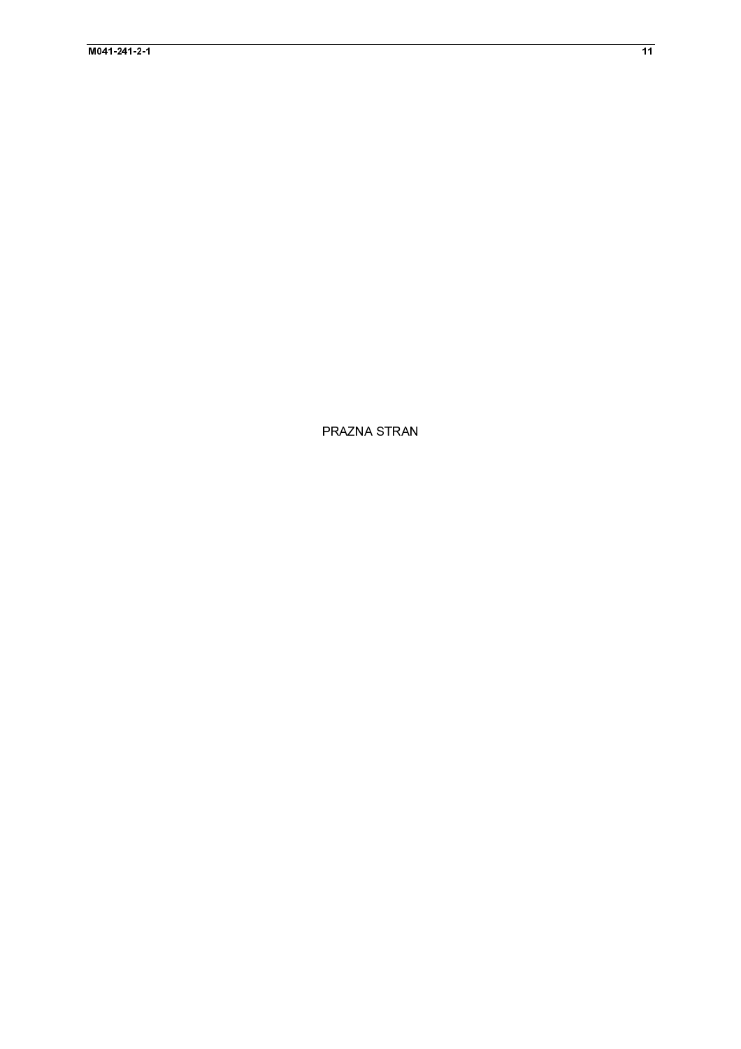PRAZNA STRAN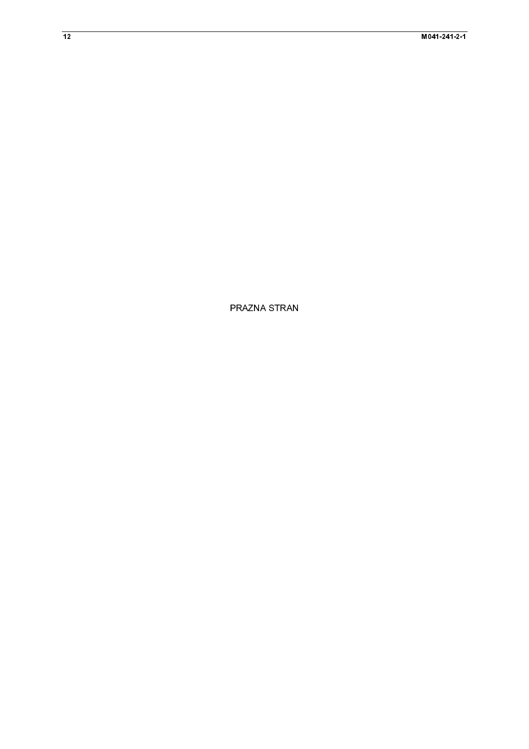PRAZNA STRAN